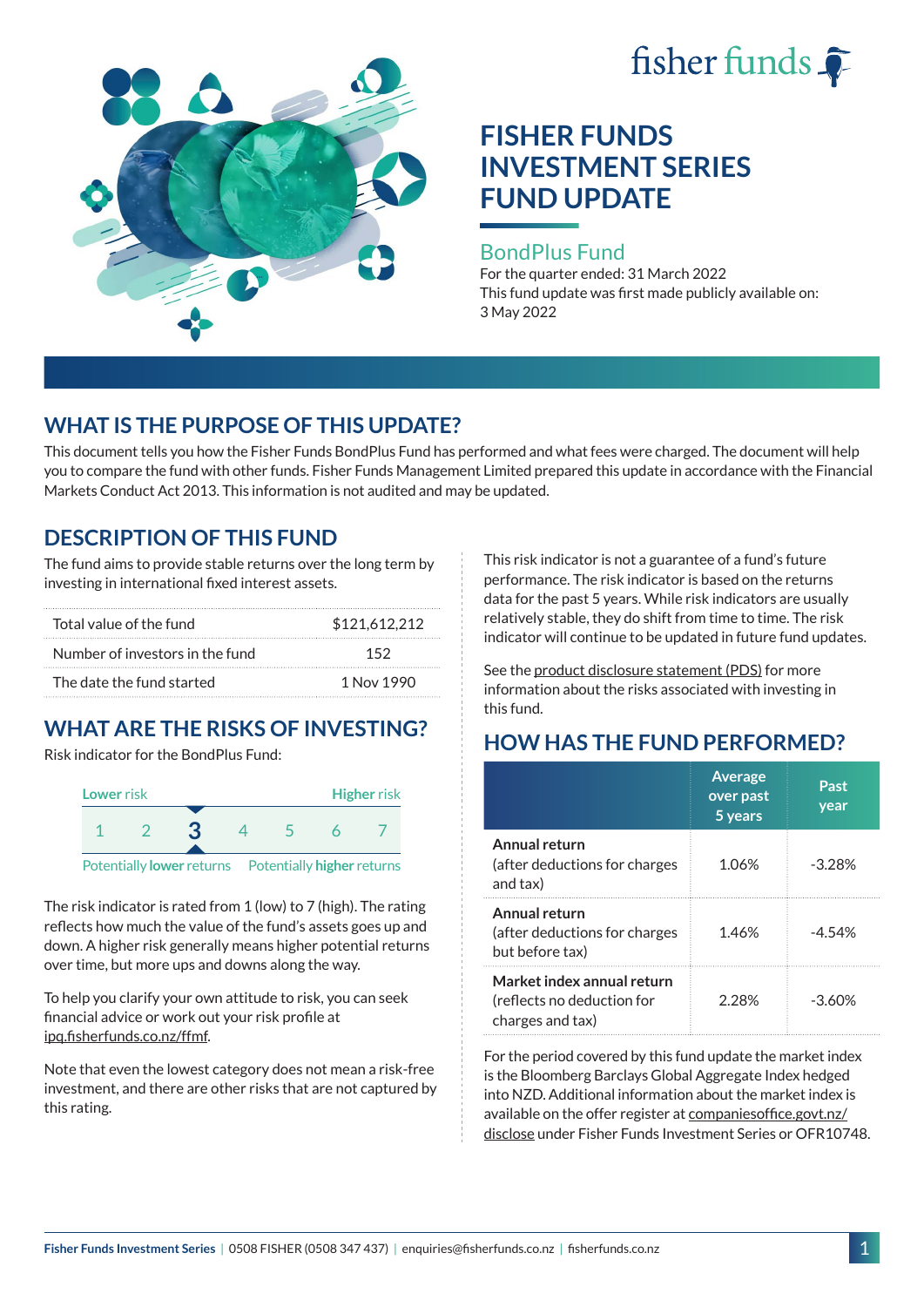# FISHER FUNDS INVESTMENT SERIES FUND UPDATE

## BondPlus Fund

For the quarter ended: 31 March 2022

This fund update was first made publicly available on: 3 May 2022

## WHAT IS THE PURPOSE OF THIS UPDATE?

This document tells you how the Fisher Funds BondPlus Fund has performed and what fees were charged. The document will help you to compare the fund with other funds. Fisher Funds Management Limited prepared this update in accordance with the Financial Markets Conduct Act 2013. This information is not audited and may be updated.

## DESCRIPTION OF THIS FUND

The fund aims to provide stable returns over the long term by investing in international fixed interest assets.

| | |
|---|---|
| Total value of the fund | $121,612,212 |
| Number of investors in the fund | 152 |
| The date the fund started | 1 Nov 1990 |

## WHAT ARE THE RISKS OF INVESTING?

Risk indicator for the BondPlus Fund:

Lower risk — Higher risk

1 2 **3** 4 5 6 7

Potentially **lower** returns — Potentially **higher** returns

The risk indicator is rated from 1 (low) to 7 (high). The rating reflects how much the value of the fund's assets goes up and down. A higher risk generally means higher potential returns over time, but more ups and downs along the way.

To help you clarify your own attitude to risk, you can seek financial advice or work out your risk profile at ipq.fisherfunds.co.nz/ffmf.

Note that even the lowest category does not mean a risk-free investment, and there are other risks that are not captured by this rating.

This risk indicator is not a guarantee of a fund's future performance. The risk indicator is based on the returns data for the past 5 years. While risk indicators are usually relatively stable, they do shift from time to time. The risk indicator will continue to be updated in future fund updates.

See the product disclosure statement (PDS) for more information about the risks associated with investing in this fund.

## HOW HAS THE FUND PERFORMED?

| | Average over past 5 years | Past year |
|---|---|---|
| **Annual return** (after deductions for charges and tax) | 1.06% | -3.28% |
| **Annual return** (after deductions for charges but before tax) | 1.46% | -4.54% |
| **Market index annual return** (reflects no deduction for charges and tax) | 2.28% | -3.60% |

For the period covered by this fund update the market index is the Bloomberg Barclays Global Aggregate Index hedged into NZD. Additional information about the market index is available on the offer register at companiesoffice.govt.nz/disclose under Fisher Funds Investment Series or OFR10748.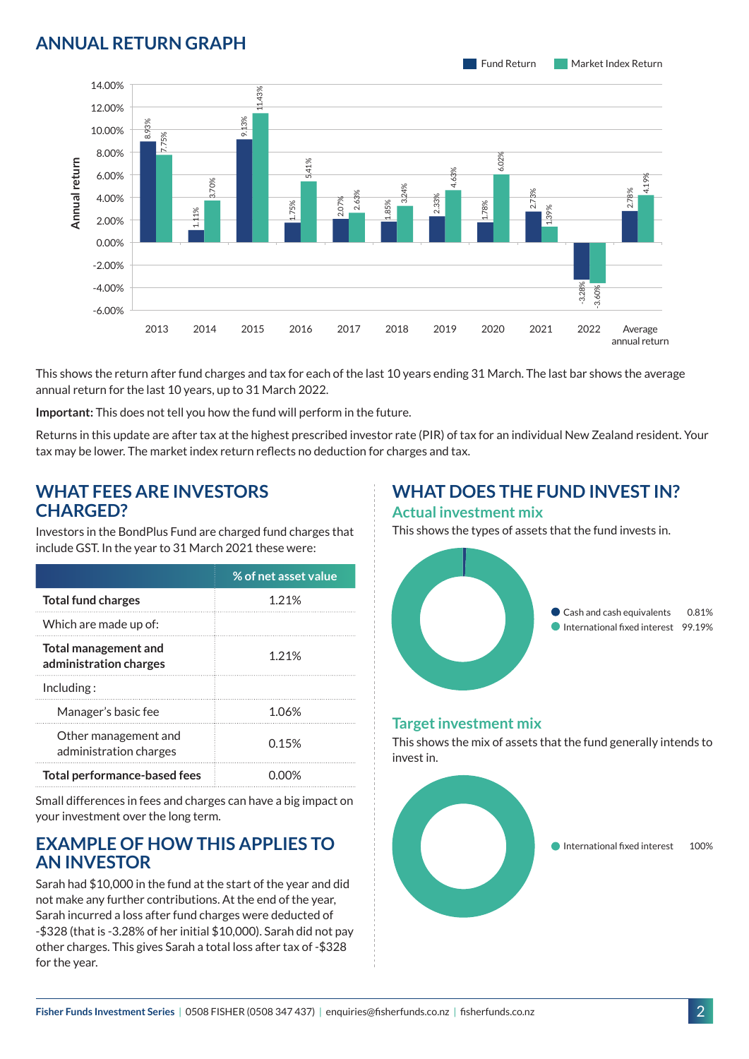## ANNUAL RETURN GRAPH

| Year | Fund Return | Market Index Return |
|---|---|---|
| 2013 | 8.93% | 7.75% |
| 2014 | 1.11% | 3.70% |
| 2015 | 9.13% | 11.43% |
| 2016 | 1.75% | 5.41% |
| 2017 | 2.07% | 2.63% |
| 2018 | 1.85% | 3.24% |
| 2019 | 2.33% | 4.63% |
| 2020 | 1.78% | 6.02% |
| 2021 | 2.73% | 1.39% |
| 2022 | -3.28% | -3.60% |
| Average annual return | 2.78% | 4.19% |

This shows the return after fund charges and tax for each of the last 10 years ending 31 March. The last bar shows the average annual return for the last 10 years, up to 31 March 2022.

**Important:** This does not tell you how the fund will perform in the future.

Returns in this update are after tax at the highest prescribed investor rate (PIR) of tax for an individual New Zealand resident. Your tax may be lower. The market index return reflects no deduction for charges and tax.

## WHAT FEES ARE INVESTORS CHARGED?

Investors in the BondPlus Fund are charged fund charges that include GST. In the year to 31 March 2021 these were:

| | % of net asset value |
|---|---|
| **Total fund charges** | 1.21% |
| Which are made up of: | |
| **Total management and administration charges** | 1.21% |
| Including : | |
| Manager's basic fee | 1.06% |
| Other management and administration charges | 0.15% |
| **Total performance-based fees** | 0.00% |

Small differences in fees and charges can have a big impact on your investment over the long term.

## EXAMPLE OF HOW THIS APPLIES TO AN INVESTOR

Sarah had $10,000 in the fund at the start of the year and did not make any further contributions. At the end of the year, Sarah incurred a loss after fund charges were deducted of -$328 (that is -3.28% of her initial $10,000). Sarah did not pay other charges. This gives Sarah a total loss after tax of -$328 for the year.

## WHAT DOES THE FUND INVEST IN?

### Actual investment mix

This shows the types of assets that the fund invests in.

| Asset | % |
|---|---|
| Cash and cash equivalents | 0.81% |
| International fixed interest | 99.19% |

### Target investment mix

This shows the mix of assets that the fund generally intends to invest in.

| Asset | % |
|---|---|
| International fixed interest | 100% |

Fisher Funds Investment Series | 0508 FISHER (0508 347 437) | enquiries@fisherfunds.co.nz | fisherfunds.co.nz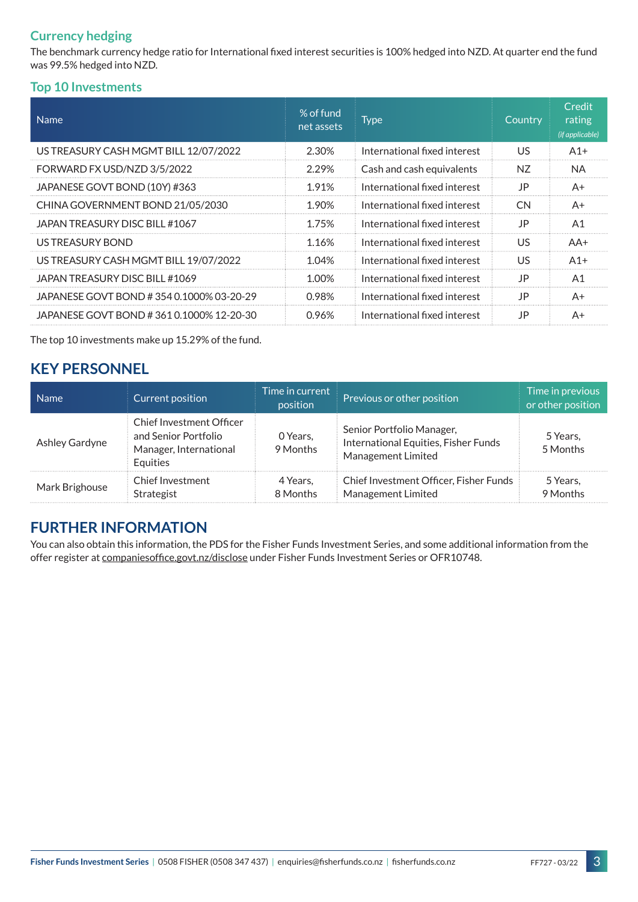### Currency hedging

The benchmark currency hedge ratio for International fixed interest securities is 100% hedged into NZD. At quarter end the fund was 99.5% hedged into NZD.

### Top 10 Investments

| Name | % of fund net assets | Type | Country | Credit rating *(if applicable)* |
|---|---|---|---|---|
| US TREASURY CASH MGMT BILL 12/07/2022 | 2.30% | International fixed interest | US | A1+ |
| FORWARD FX USD/NZD 3/5/2022 | 2.29% | Cash and cash equivalents | NZ | NA |
| JAPANESE GOVT BOND (10Y) #363 | 1.91% | International fixed interest | JP | A+ |
| CHINA GOVERNMENT BOND 21/05/2030 | 1.90% | International fixed interest | CN | A+ |
| JAPAN TREASURY DISC BILL #1067 | 1.75% | International fixed interest | JP | A1 |
| US TREASURY BOND | 1.16% | International fixed interest | US | AA+ |
| US TREASURY CASH MGMT BILL 19/07/2022 | 1.04% | International fixed interest | US | A1+ |
| JAPAN TREASURY DISC BILL #1069 | 1.00% | International fixed interest | JP | A1 |
| JAPANESE GOVT BOND # 354 0.1000% 03-20-29 | 0.98% | International fixed interest | JP | A+ |
| JAPANESE GOVT BOND # 361 0.1000% 12-20-30 | 0.96% | International fixed interest | JP | A+ |

The top 10 investments make up 15.29% of the fund.

## KEY PERSONNEL

| Name | Current position | Time in current position | Previous or other position | Time in previous or other position |
|---|---|---|---|---|
| Ashley Gardyne | Chief Investment Officer and Senior Portfolio Manager, International Equities | 0 Years, 9 Months | Senior Portfolio Manager, International Equities, Fisher Funds Management Limited | 5 Years, 5 Months |
| Mark Brighouse | Chief Investment Strategist | 4 Years, 8 Months | Chief Investment Officer, Fisher Funds Management Limited | 5 Years, 9 Months |

## FURTHER INFORMATION

You can also obtain this information, the PDS for the Fisher Funds Investment Series, and some additional information from the offer register at companiesoffice.govt.nz/disclose under Fisher Funds Investment Series or OFR10748.

**Fisher Funds Investment Series** | 0508 FISHER (0508 347 437) | enquiries@fisherfunds.co.nz | fisherfunds.co.nz

FF727 - 03/22